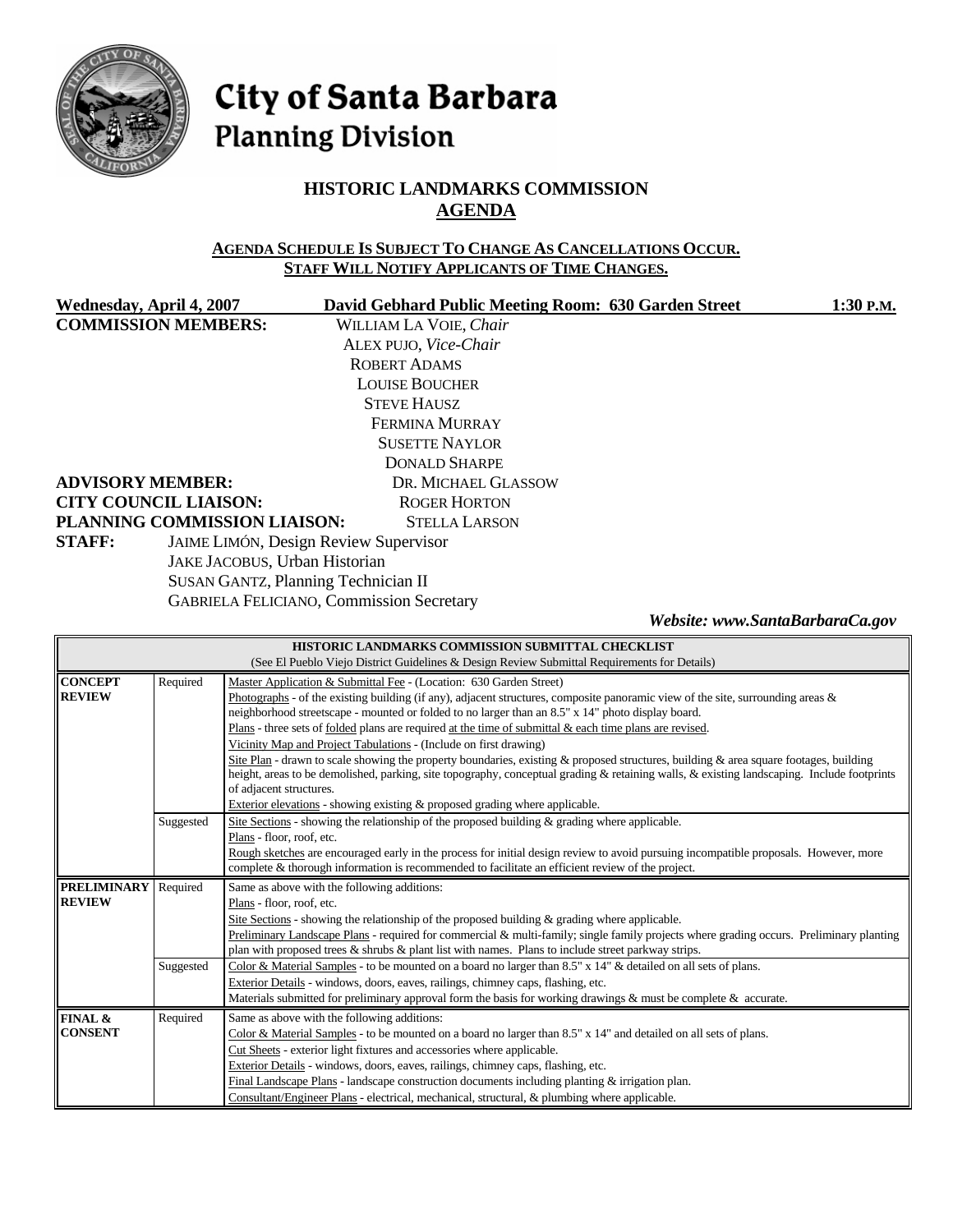# City of Santa Barbara Planning Division

## HISTORIC LANDMARKS COMMISSION AGENDA

**AGENDA SCHEDULE IS SUBJECT TO CHANGE AS CANCELLATIONS OCCUR.**
**STAFF WILL NOTIFY APPLICANTS OF TIME CHANGES.**

**Wednesday, April 4, 2007** **David Gebhard Public Meeting Room: 630 Garden Street** **1:30 P.M.**

**COMMISSION MEMBERS:**
WILLIAM LA VOIE, *Chair*
ALEX PUJO, *Vice-Chair*
ROBERT ADAMS
LOUISE BOUCHER
STEVE HAUSZ
FERMINA MURRAY
SUSETTE NAYLOR
DONALD SHARPE

**ADVISORY MEMBER:** DR. MICHAEL GLASSOW
**CITY COUNCIL LIAISON:** ROGER HORTON
**PLANNING COMMISSION LIAISON:** STELLA LARSON
**STAFF:** JAIME LIMÓN, Design Review Supervisor
JAKE JACOBUS, Urban Historian
SUSAN GANTZ, Planning Technician II
GABRIELA FELICIANO, Commission Secretary

***Website: www.SantaBarbaraCa.gov***

| HISTORIC LANDMARKS COMMISSION SUBMITTAL CHECKLIST (See El Pueblo Viejo District Guidelines & Design Review Submittal Requirements for Details) | | |
|---|---|---|
| **CONCEPT REVIEW** | Required | Master Application & Submittal Fee - (Location: 630 Garden Street)<br>Photographs - of the existing building (if any), adjacent structures, composite panoramic view of the site, surrounding areas & neighborhood streetscape - mounted or folded to no larger than an 8.5" x 14" photo display board.<br>Plans - three sets of folded plans are required at the time of submittal & each time plans are revised.<br>Vicinity Map and Project Tabulations - (Include on first drawing)<br>Site Plan - drawn to scale showing the property boundaries, existing & proposed structures, building & area square footages, building height, areas to be demolished, parking, site topography, conceptual grading & retaining walls, & existing landscaping. Include footprints of adjacent structures.<br>Exterior elevations - showing existing & proposed grading where applicable. |
| | Suggested | Site Sections - showing the relationship of the proposed building & grading where applicable.<br>Plans - floor, roof, etc.<br>Rough sketches are encouraged early in the process for initial design review to avoid pursuing incompatible proposals. However, more complete & thorough information is recommended to facilitate an efficient review of the project. |
| **PRELIMINARY REVIEW** | Required | Same as above with the following additions:<br>Plans - floor, roof, etc.<br>Site Sections - showing the relationship of the proposed building & grading where applicable.<br>Preliminary Landscape Plans - required for commercial & multi-family; single family projects where grading occurs. Preliminary planting plan with proposed trees & shrubs & plant list with names. Plans to include street parkway strips. |
| | Suggested | Color & Material Samples - to be mounted on a board no larger than 8.5" x 14" & detailed on all sets of plans.<br>Exterior Details - windows, doors, eaves, railings, chimney caps, flashing, etc.<br>Materials submitted for preliminary approval form the basis for working drawings & must be complete & accurate. |
| **FINAL & CONSENT** | Required | Same as above with the following additions:<br>Color & Material Samples - to be mounted on a board no larger than 8.5" x 14" and detailed on all sets of plans.<br>Cut Sheets - exterior light fixtures and accessories where applicable.<br>Exterior Details - windows, doors, eaves, railings, chimney caps, flashing, etc.<br>Final Landscape Plans - landscape construction documents including planting & irrigation plan.<br>Consultant/Engineer Plans - electrical, mechanical, structural, & plumbing where applicable. |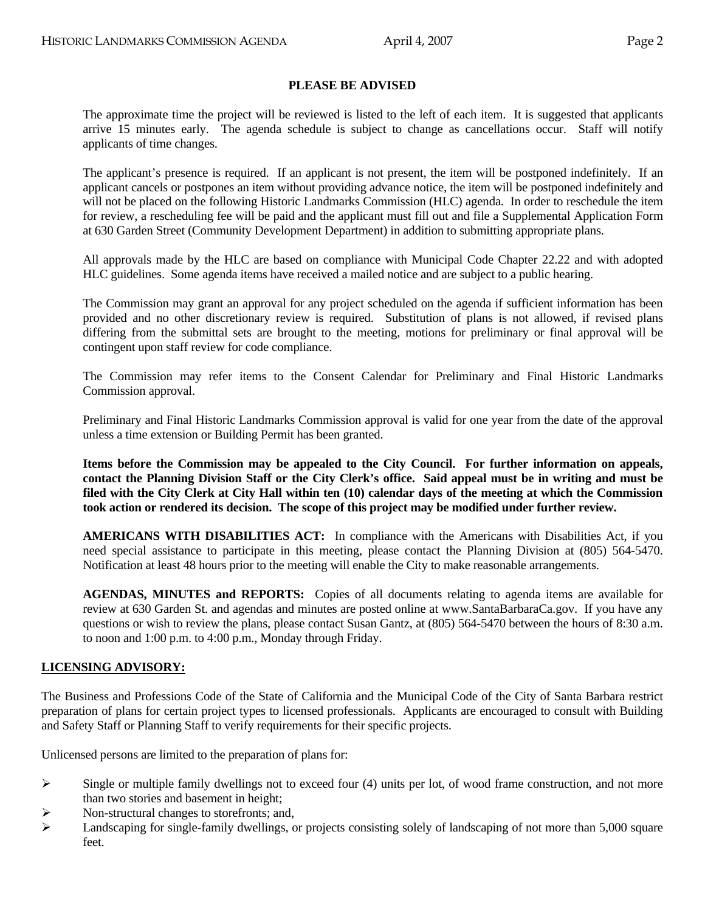## PLEASE BE ADVISED

The approximate time the project will be reviewed is listed to the left of each item. It is suggested that applicants arrive 15 minutes early. The agenda schedule is subject to change as cancellations occur. Staff will notify applicants of time changes.

The applicant's presence is required. If an applicant is not present, the item will be postponed indefinitely. If an applicant cancels or postpones an item without providing advance notice, the item will be postponed indefinitely and will not be placed on the following Historic Landmarks Commission (HLC) agenda. In order to reschedule the item for review, a rescheduling fee will be paid and the applicant must fill out and file a Supplemental Application Form at 630 Garden Street (Community Development Department) in addition to submitting appropriate plans.

All approvals made by the HLC are based on compliance with Municipal Code Chapter 22.22 and with adopted HLC guidelines. Some agenda items have received a mailed notice and are subject to a public hearing.

The Commission may grant an approval for any project scheduled on the agenda if sufficient information has been provided and no other discretionary review is required. Substitution of plans is not allowed, if revised plans differing from the submittal sets are brought to the meeting, motions for preliminary or final approval will be contingent upon staff review for code compliance.

The Commission may refer items to the Consent Calendar for Preliminary and Final Historic Landmarks Commission approval.

Preliminary and Final Historic Landmarks Commission approval is valid for one year from the date of the approval unless a time extension or Building Permit has been granted.

**Items before the Commission may be appealed to the City Council. For further information on appeals, contact the Planning Division Staff or the City Clerk's office. Said appeal must be in writing and must be filed with the City Clerk at City Hall within ten (10) calendar days of the meeting at which the Commission took action or rendered its decision. The scope of this project may be modified under further review.**

**AMERICANS WITH DISABILITIES ACT:** In compliance with the Americans with Disabilities Act, if you need special assistance to participate in this meeting, please contact the Planning Division at (805) 564-5470. Notification at least 48 hours prior to the meeting will enable the City to make reasonable arrangements.

**AGENDAS, MINUTES and REPORTS:** Copies of all documents relating to agenda items are available for review at 630 Garden St. and agendas and minutes are posted online at www.SantaBarbaraCa.gov. If you have any questions or wish to review the plans, please contact Susan Gantz, at (805) 564-5470 between the hours of 8:30 a.m. to noon and 1:00 p.m. to 4:00 p.m., Monday through Friday.

## LICENSING ADVISORY:

The Business and Professions Code of the State of California and the Municipal Code of the City of Santa Barbara restrict preparation of plans for certain project types to licensed professionals. Applicants are encouraged to consult with Building and Safety Staff or Planning Staff to verify requirements for their specific projects.

Unlicensed persons are limited to the preparation of plans for:

- Single or multiple family dwellings not to exceed four (4) units per lot, of wood frame construction, and not more than two stories and basement in height;
- Non-structural changes to storefronts; and,
- Landscaping for single-family dwellings, or projects consisting solely of landscaping of not more than 5,000 square feet.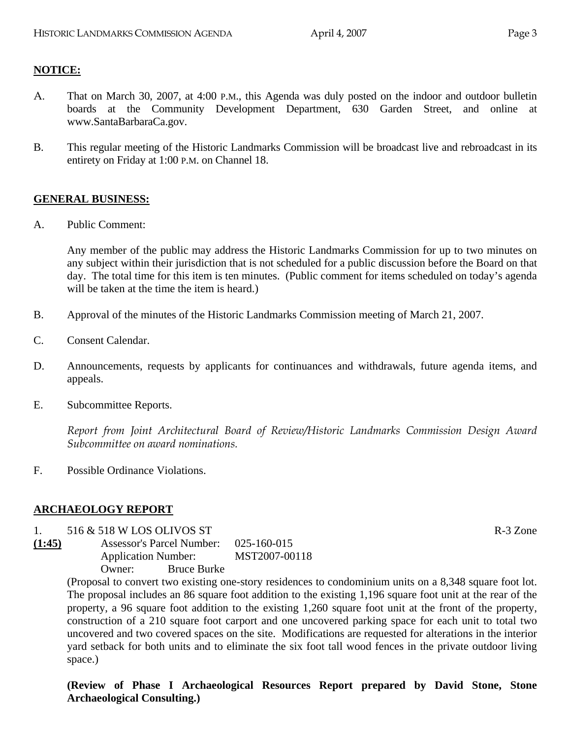**NOTICE:**

A. That on March 30, 2007, at 4:00 P.M., this Agenda was duly posted on the indoor and outdoor bulletin boards at the Community Development Department, 630 Garden Street, and online at www.SantaBarbaraCa.gov.

B. This regular meeting of the Historic Landmarks Commission will be broadcast live and rebroadcast in its entirety on Friday at 1:00 P.M. on Channel 18.

**GENERAL BUSINESS:**

A. Public Comment:

Any member of the public may address the Historic Landmarks Commission for up to two minutes on any subject within their jurisdiction that is not scheduled for a public discussion before the Board on that day. The total time for this item is ten minutes. (Public comment for items scheduled on today's agenda will be taken at the time the item is heard.)

B. Approval of the minutes of the Historic Landmarks Commission meeting of March 21, 2007.

C. Consent Calendar.

D. Announcements, requests by applicants for continuances and withdrawals, future agenda items, and appeals.

E. Subcommittee Reports.

*Report from Joint Architectural Board of Review/Historic Landmarks Commission Design Award Subcommittee on award nominations.*

F. Possible Ordinance Violations.

**ARCHAEOLOGY REPORT**

1. 516 & 518 W LOS OLIVOS ST — R-3 Zone

**(1:45)**
Assessor's Parcel Number: 025-160-015
Application Number: MST2007-00118
Owner: Bruce Burke

(Proposal to convert two existing one-story residences to condominium units on a 8,348 square foot lot. The proposal includes an 86 square foot addition to the existing 1,196 square foot unit at the rear of the property, a 96 square foot addition to the existing 1,260 square foot unit at the front of the property, construction of a 210 square foot carport and one uncovered parking space for each unit to total two uncovered and two covered spaces on the site. Modifications are requested for alterations in the interior yard setback for both units and to eliminate the six foot tall wood fences in the private outdoor living space.)

**(Review of Phase I Archaeological Resources Report prepared by David Stone, Stone Archaeological Consulting.)**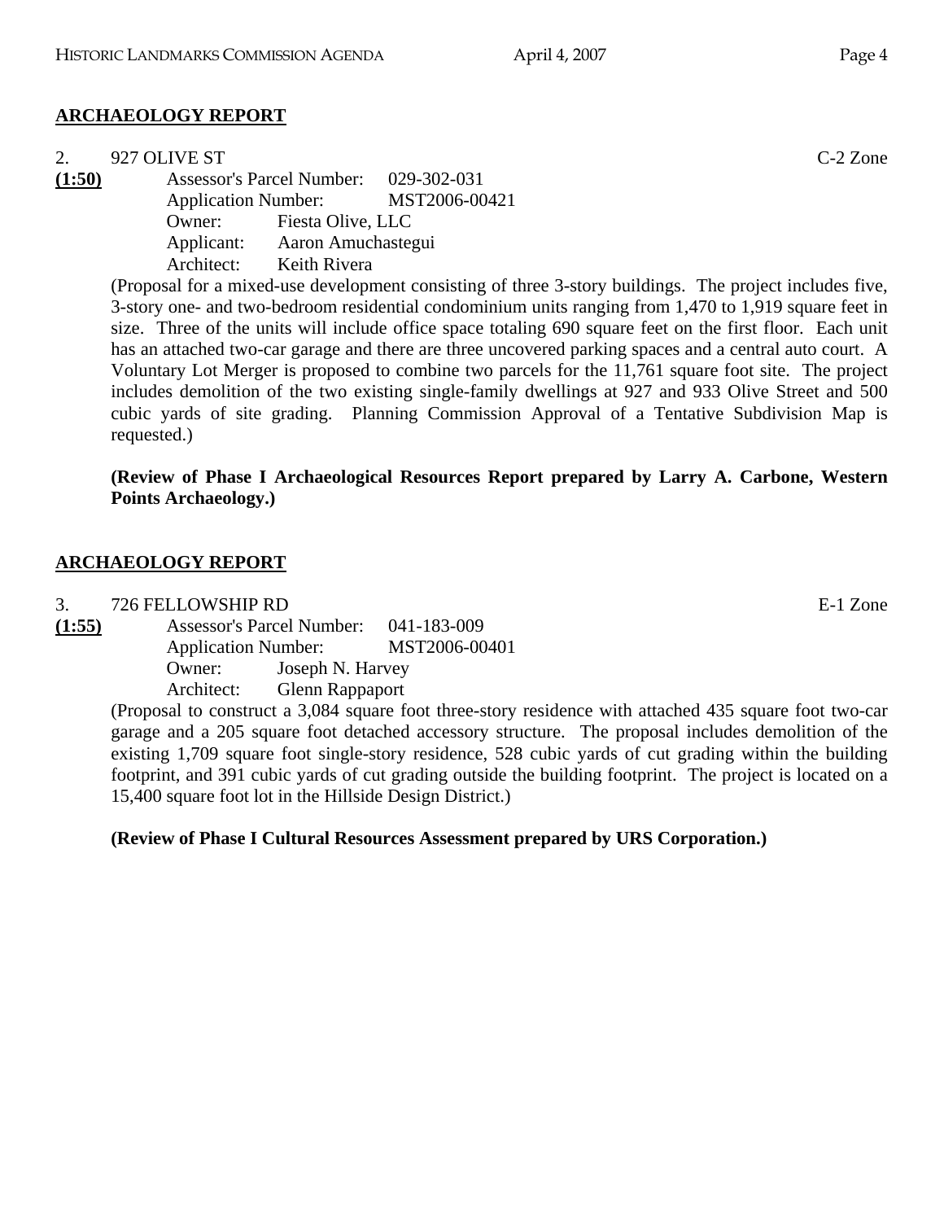## **ARCHAEOLOGY REPORT**

2. 927 OLIVE ST C-2 Zone

**(1:50)**

Assessor's Parcel Number: 029-302-031
Application Number: MST2006-00421
Owner: Fiesta Olive, LLC
Applicant: Aaron Amuchastegui
Architect: Keith Rivera

(Proposal for a mixed-use development consisting of three 3-story buildings. The project includes five, 3-story one- and two-bedroom residential condominium units ranging from 1,470 to 1,919 square feet in size. Three of the units will include office space totaling 690 square feet on the first floor. Each unit has an attached two-car garage and there are three uncovered parking spaces and a central auto court. A Voluntary Lot Merger is proposed to combine two parcels for the 11,761 square foot site. The project includes demolition of the two existing single-family dwellings at 927 and 933 Olive Street and 500 cubic yards of site grading. Planning Commission Approval of a Tentative Subdivision Map is requested.)

**(Review of Phase I Archaeological Resources Report prepared by Larry A. Carbone, Western Points Archaeology.)**

## **ARCHAEOLOGY REPORT**

3. 726 FELLOWSHIP RD E-1 Zone

**(1:55)**

Assessor's Parcel Number: 041-183-009
Application Number: MST2006-00401
Owner: Joseph N. Harvey
Architect: Glenn Rappaport

(Proposal to construct a 3,084 square foot three-story residence with attached 435 square foot two-car garage and a 205 square foot detached accessory structure. The proposal includes demolition of the existing 1,709 square foot single-story residence, 528 cubic yards of cut grading within the building footprint, and 391 cubic yards of cut grading outside the building footprint. The project is located on a 15,400 square foot lot in the Hillside Design District.)

**(Review of Phase I Cultural Resources Assessment prepared by URS Corporation.)**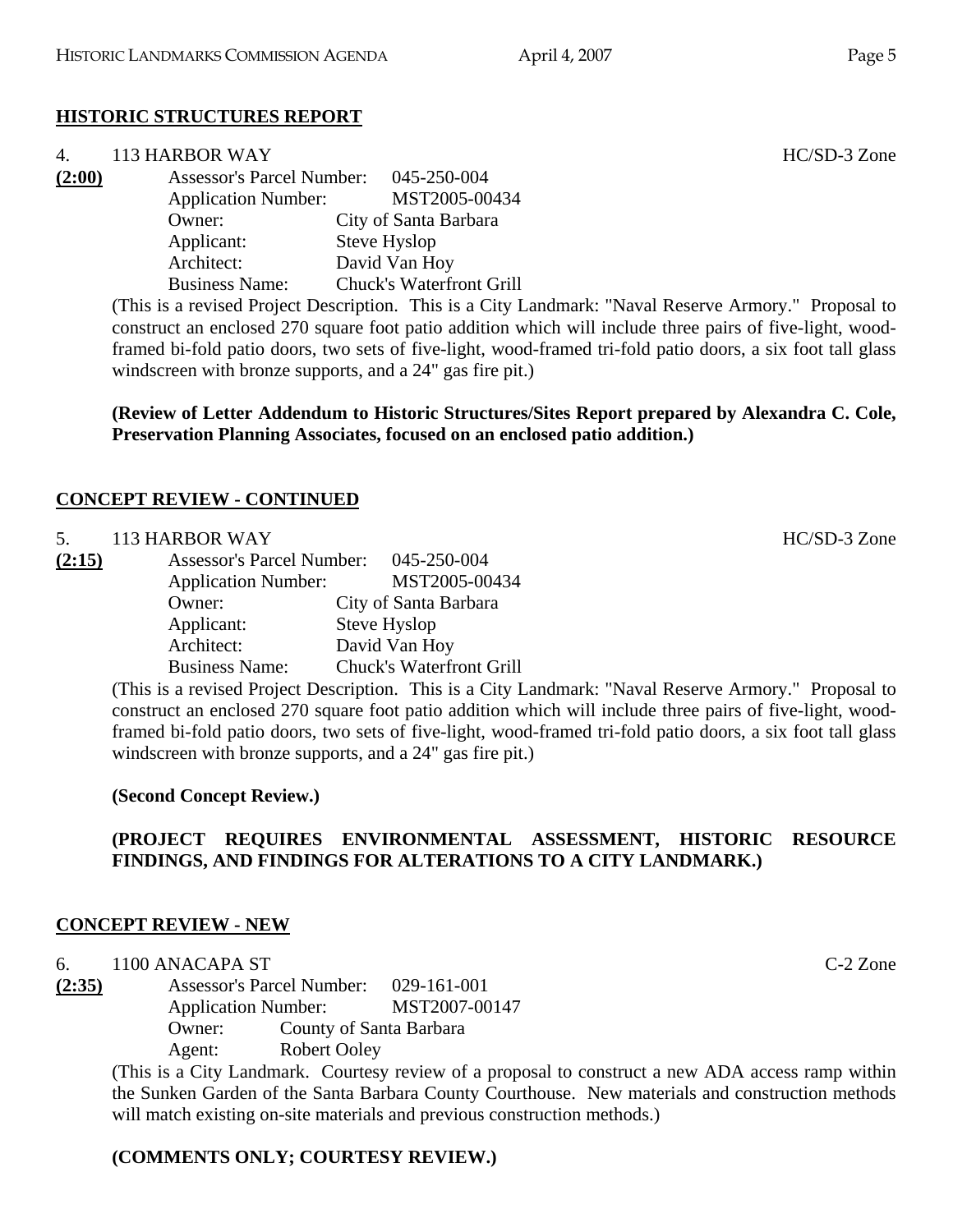**HISTORIC STRUCTURES REPORT**

4. 113 HARBOR WAY HC/SD-3 Zone

**(2:00)**
Assessor's Parcel Number: 045-250-004
Application Number: MST2005-00434
Owner: City of Santa Barbara
Applicant: Steve Hyslop
Architect: David Van Hoy
Business Name: Chuck's Waterfront Grill

(This is a revised Project Description. This is a City Landmark: "Naval Reserve Armory." Proposal to construct an enclosed 270 square foot patio addition which will include three pairs of five-light, wood-framed bi-fold patio doors, two sets of five-light, wood-framed tri-fold patio doors, a six foot tall glass windscreen with bronze supports, and a 24" gas fire pit.)

**(Review of Letter Addendum to Historic Structures/Sites Report prepared by Alexandra C. Cole, Preservation Planning Associates, focused on an enclosed patio addition.)**

**CONCEPT REVIEW - CONTINUED**

5. 113 HARBOR WAY HC/SD-3 Zone

**(2:15)**
Assessor's Parcel Number: 045-250-004
Application Number: MST2005-00434
Owner: City of Santa Barbara
Applicant: Steve Hyslop
Architect: David Van Hoy
Business Name: Chuck's Waterfront Grill

(This is a revised Project Description. This is a City Landmark: "Naval Reserve Armory." Proposal to construct an enclosed 270 square foot patio addition which will include three pairs of five-light, wood-framed bi-fold patio doors, two sets of five-light, wood-framed tri-fold patio doors, a six foot tall glass windscreen with bronze supports, and a 24" gas fire pit.)

**(Second Concept Review.)**

**(PROJECT REQUIRES ENVIRONMENTAL ASSESSMENT, HISTORIC RESOURCE FINDINGS, AND FINDINGS FOR ALTERATIONS TO A CITY LANDMARK.)**

**CONCEPT REVIEW - NEW**

6. 1100 ANACAPA ST C-2 Zone

**(2:35)**
Assessor's Parcel Number: 029-161-001
Application Number: MST2007-00147
Owner: County of Santa Barbara
Agent: Robert Ooley

(This is a City Landmark. Courtesy review of a proposal to construct a new ADA access ramp within the Sunken Garden of the Santa Barbara County Courthouse. New materials and construction methods will match existing on-site materials and previous construction methods.)

**(COMMENTS ONLY; COURTESY REVIEW.)**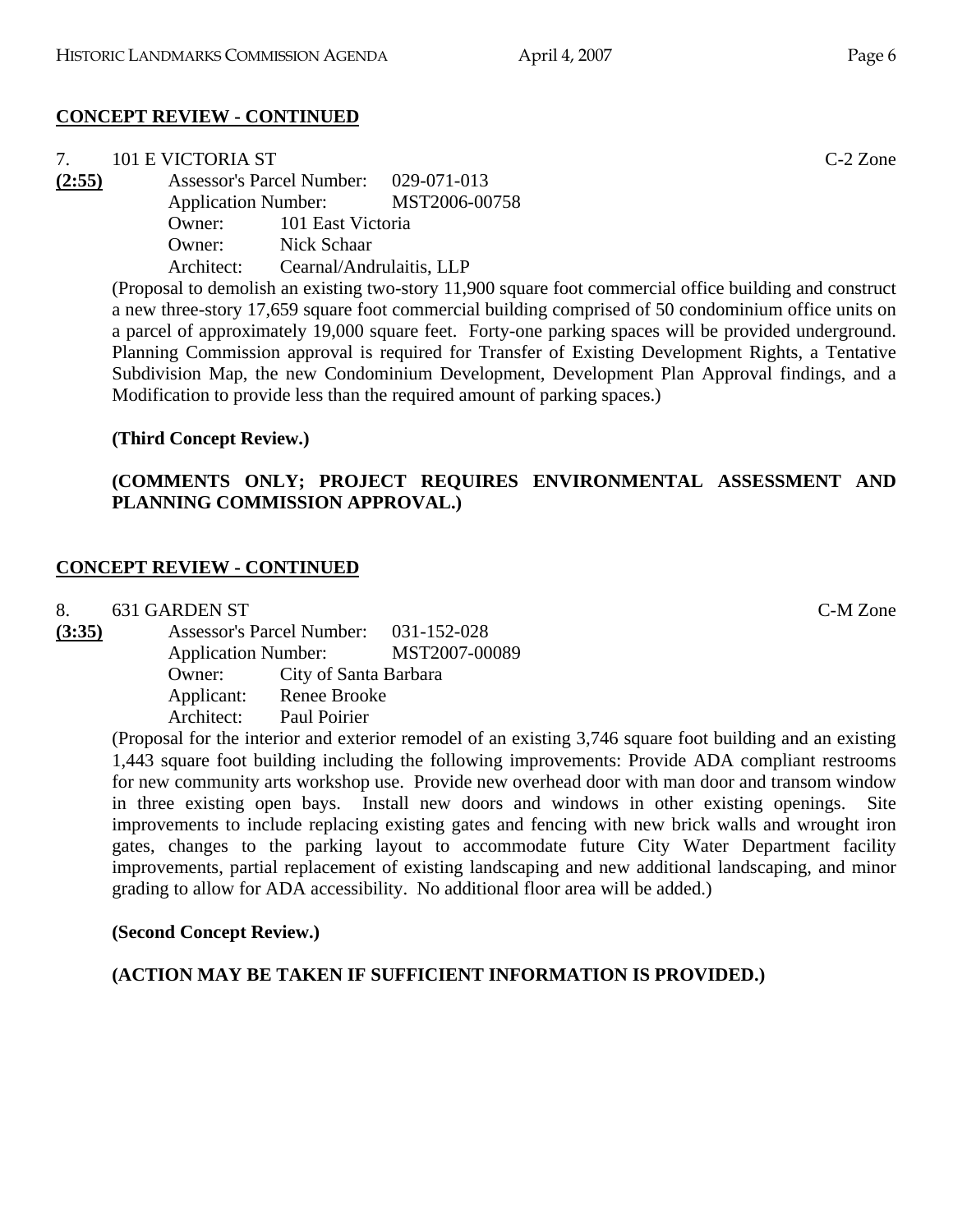## CONCEPT REVIEW - CONTINUED

7. 101 E VICTORIA ST C-2 Zone

**(2:55)**

Assessor's Parcel Number: 029-071-013
Application Number: MST2006-00758
Owner: 101 East Victoria
Owner: Nick Schaar
Architect: Cearnal/Andrulaitis, LLP

(Proposal to demolish an existing two-story 11,900 square foot commercial office building and construct a new three-story 17,659 square foot commercial building comprised of 50 condominium office units on a parcel of approximately 19,000 square feet. Forty-one parking spaces will be provided underground. Planning Commission approval is required for Transfer of Existing Development Rights, a Tentative Subdivision Map, the new Condominium Development, Development Plan Approval findings, and a Modification to provide less than the required amount of parking spaces.)

**(Third Concept Review.)**

**(COMMENTS ONLY; PROJECT REQUIRES ENVIRONMENTAL ASSESSMENT AND PLANNING COMMISSION APPROVAL.)**

## CONCEPT REVIEW - CONTINUED

8. 631 GARDEN ST C-M Zone

**(3:35)**

Assessor's Parcel Number: 031-152-028
Application Number: MST2007-00089
Owner: City of Santa Barbara
Applicant: Renee Brooke
Architect: Paul Poirier

(Proposal for the interior and exterior remodel of an existing 3,746 square foot building and an existing 1,443 square foot building including the following improvements: Provide ADA compliant restrooms for new community arts workshop use. Provide new overhead door with man door and transom window in three existing open bays. Install new doors and windows in other existing openings. Site improvements to include replacing existing gates and fencing with new brick walls and wrought iron gates, changes to the parking layout to accommodate future City Water Department facility improvements, partial replacement of existing landscaping and new additional landscaping, and minor grading to allow for ADA accessibility. No additional floor area will be added.)

**(Second Concept Review.)**

**(ACTION MAY BE TAKEN IF SUFFICIENT INFORMATION IS PROVIDED.)**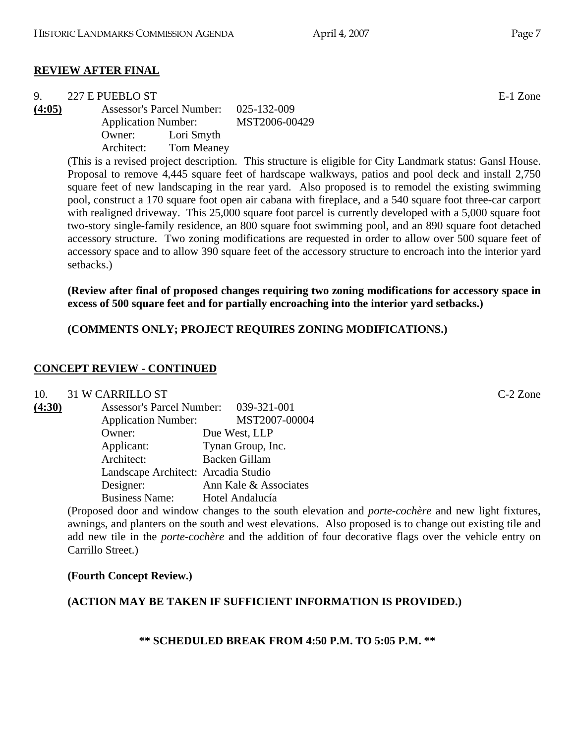## REVIEW AFTER FINAL

9. 227 E PUEBLO ST E-1 Zone

**(4:05)** Assessor's Parcel Number: 025-132-009
Application Number: MST2006-00429
Owner: Lori Smyth
Architect: Tom Meaney

(This is a revised project description. This structure is eligible for City Landmark status: Gansl House. Proposal to remove 4,445 square feet of hardscape walkways, patios and pool deck and install 2,750 square feet of new landscaping in the rear yard. Also proposed is to remodel the existing swimming pool, construct a 170 square foot open air cabana with fireplace, and a 540 square foot three-car carport with realigned driveway. This 25,000 square foot parcel is currently developed with a 5,000 square foot two-story single-family residence, an 800 square foot swimming pool, and an 890 square foot detached accessory structure. Two zoning modifications are requested in order to allow over 500 square feet of accessory space and to allow 390 square feet of the accessory structure to encroach into the interior yard setbacks.)

**(Review after final of proposed changes requiring two zoning modifications for accessory space in excess of 500 square feet and for partially encroaching into the interior yard setbacks.)**

**(COMMENTS ONLY; PROJECT REQUIRES ZONING MODIFICATIONS.)**

## CONCEPT REVIEW - CONTINUED

10. 31 W CARRILLO ST C-2 Zone

**(4:30)** Assessor's Parcel Number: 039-321-001
Application Number: MST2007-00004
Owner: Due West, LLP
Applicant: Tynan Group, Inc.
Architect: Backen Gillam
Landscape Architect: Arcadia Studio
Designer: Ann Kale & Associates
Business Name: Hotel Andalucía

(Proposed door and window changes to the south elevation and *porte-cochère* and new light fixtures, awnings, and planters on the south and west elevations. Also proposed is to change out existing tile and add new tile in the *porte-cochère* and the addition of four decorative flags over the vehicle entry on Carrillo Street.)

**(Fourth Concept Review.)**

**(ACTION MAY BE TAKEN IF SUFFICIENT INFORMATION IS PROVIDED.)**

**\*\* SCHEDULED BREAK FROM 4:50 P.M. TO 5:05 P.M. \*\***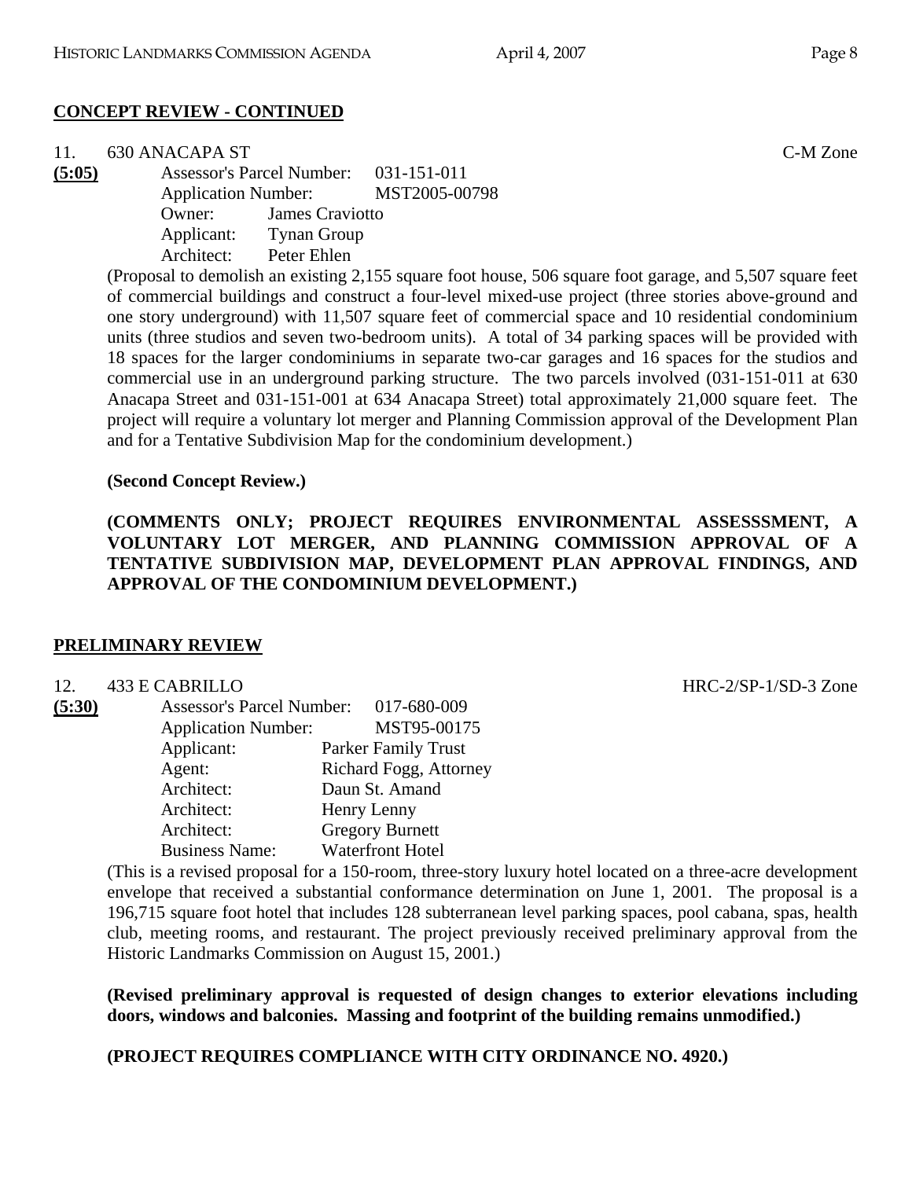## CONCEPT REVIEW - CONTINUED

11. 630 ANACAPA ST — C-M Zone

**(5:05)**

Assessor's Parcel Number: 031-151-011
Application Number: MST2005-00798
Owner: James Craviotto
Applicant: Tynan Group
Architect: Peter Ehlen

(Proposal to demolish an existing 2,155 square foot house, 506 square foot garage, and 5,507 square feet of commercial buildings and construct a four-level mixed-use project (three stories above-ground and one story underground) with 11,507 square feet of commercial space and 10 residential condominium units (three studios and seven two-bedroom units). A total of 34 parking spaces will be provided with 18 spaces for the larger condominiums in separate two-car garages and 16 spaces for the studios and commercial use in an underground parking structure. The two parcels involved (031-151-011 at 630 Anacapa Street and 031-151-001 at 634 Anacapa Street) total approximately 21,000 square feet. The project will require a voluntary lot merger and Planning Commission approval of the Development Plan and for a Tentative Subdivision Map for the condominium development.)

**(Second Concept Review.)**

**(COMMENTS ONLY; PROJECT REQUIRES ENVIRONMENTAL ASSESSSMENT, A VOLUNTARY LOT MERGER, AND PLANNING COMMISSION APPROVAL OF A TENTATIVE SUBDIVISION MAP, DEVELOPMENT PLAN APPROVAL FINDINGS, AND APPROVAL OF THE CONDOMINIUM DEVELOPMENT.)**

## PRELIMINARY REVIEW

12. 433 E CABRILLO — HRC-2/SP-1/SD-3 Zone

**(5:30)**

Assessor's Parcel Number: 017-680-009
Application Number: MST95-00175
Applicant: Parker Family Trust
Agent: Richard Fogg, Attorney
Architect: Daun St. Amand
Architect: Henry Lenny
Architect: Gregory Burnett
Business Name: Waterfront Hotel

(This is a revised proposal for a 150-room, three-story luxury hotel located on a three-acre development envelope that received a substantial conformance determination on June 1, 2001. The proposal is a 196,715 square foot hotel that includes 128 subterranean level parking spaces, pool cabana, spas, health club, meeting rooms, and restaurant. The project previously received preliminary approval from the Historic Landmarks Commission on August 15, 2001.)

**(Revised preliminary approval is requested of design changes to exterior elevations including doors, windows and balconies. Massing and footprint of the building remains unmodified.)**

**(PROJECT REQUIRES COMPLIANCE WITH CITY ORDINANCE NO. 4920.)**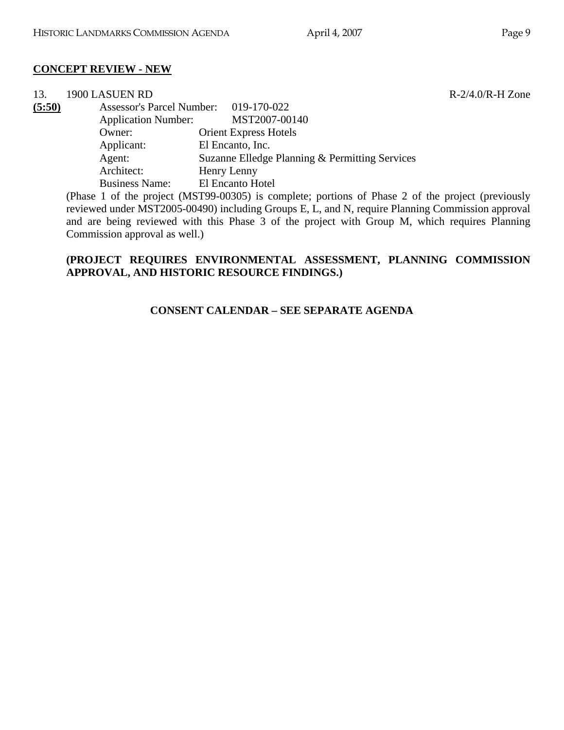**CONCEPT REVIEW - NEW**

13. 1900 LASUEN RD R-2/4.0/R-H Zone

**(5:50)**

Assessor's Parcel Number: 019-170-022
Application Number: MST2007-00140
Owner: Orient Express Hotels
Applicant: El Encanto, Inc.
Agent: Suzanne Elledge Planning & Permitting Services
Architect: Henry Lenny
Business Name: El Encanto Hotel

(Phase 1 of the project (MST99-00305) is complete; portions of Phase 2 of the project (previously reviewed under MST2005-00490) including Groups E, L, and N, require Planning Commission approval and are being reviewed with this Phase 3 of the project with Group M, which requires Planning Commission approval as well.)

**(PROJECT REQUIRES ENVIRONMENTAL ASSESSMENT, PLANNING COMMISSION APPROVAL, AND HISTORIC RESOURCE FINDINGS.)**

**CONSENT CALENDAR – SEE SEPARATE AGENDA**